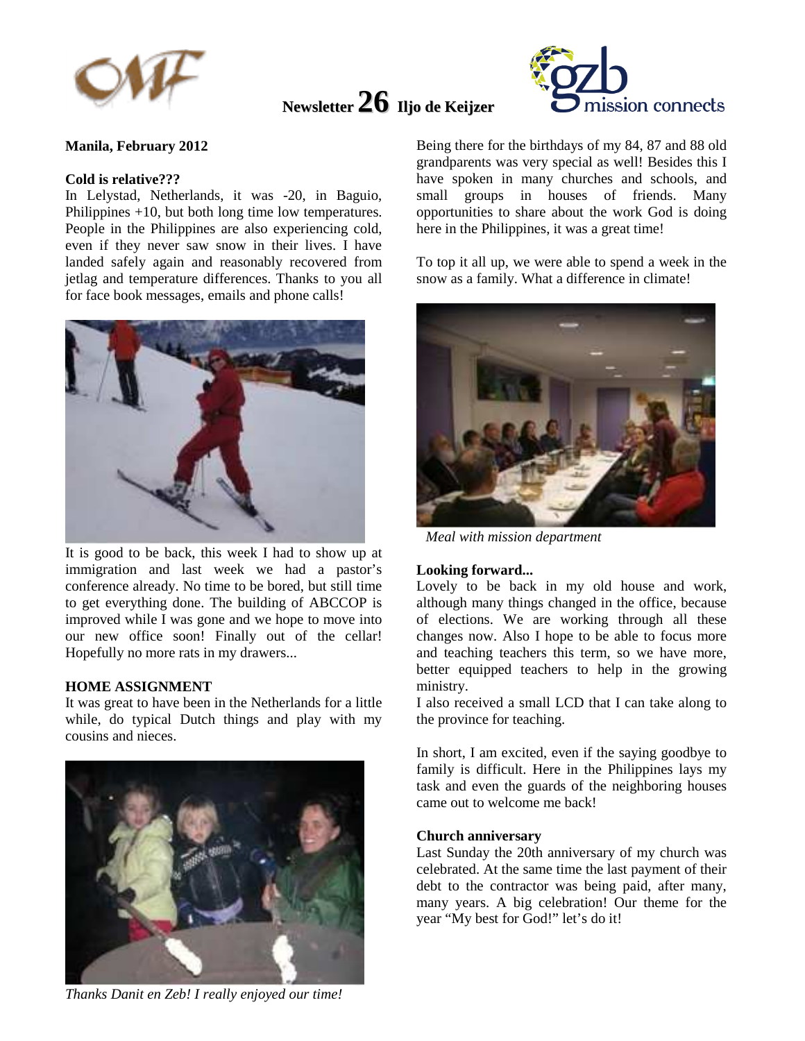# Newsletter 26 Iljo de Keijzer

**Manila, February 2012**

**Cold is relative???**

In Lelystad, Netherlands, it was -20, in Baguio, Philippines +10, but both long time low temperatures. People in the Philippines are also experiencing cold, even if they never saw snow in their lives. I have landed safely again and reasonably recovered from jetlag and temperature differences. Thanks to you all for face book messages, emails and phone calls!

It is good to be back, this week I had to show up at immigration and last week we had a pastor's conference already. No time to be bored, but still time to get everything done. The building of ABCCOP is improved while I was gone and we hope to move into our new office soon! Finally out of the cellar! Hopefully no more rats in my drawers...

**HOME ASSIGNMENT**

It was great to have been in the Netherlands for a little while, do typical Dutch things and play with my cousins and nieces.

*Thanks Danit en Zeb! I really enjoyed our time!*

Being there for the birthdays of my 84, 87 and 88 old grandparents was very special as well! Besides this I have spoken in many churches and schools, and small groups in houses of friends. Many opportunities to share about the work God is doing here in the Philippines, it was a great time!

To top it all up, we were able to spend a week in the snow as a family. What a difference in climate!

*Meal with mission department*

**Looking forward...**

Lovely to be back in my old house and work, although many things changed in the office, because of elections. We are working through all these changes now. Also I hope to be able to focus more and teaching teachers this term, so we have more, better equipped teachers to help in the growing ministry.

I also received a small LCD that I can take along to the province for teaching.

In short, I am excited, even if the saying goodbye to family is difficult. Here in the Philippines lays my task and even the guards of the neighboring houses came out to welcome me back!

**Church anniversary**

Last Sunday the 20th anniversary of my church was celebrated. At the same time the last payment of their debt to the contractor was being paid, after many, many years. A big celebration! Our theme for the year "My best for God!" let's do it!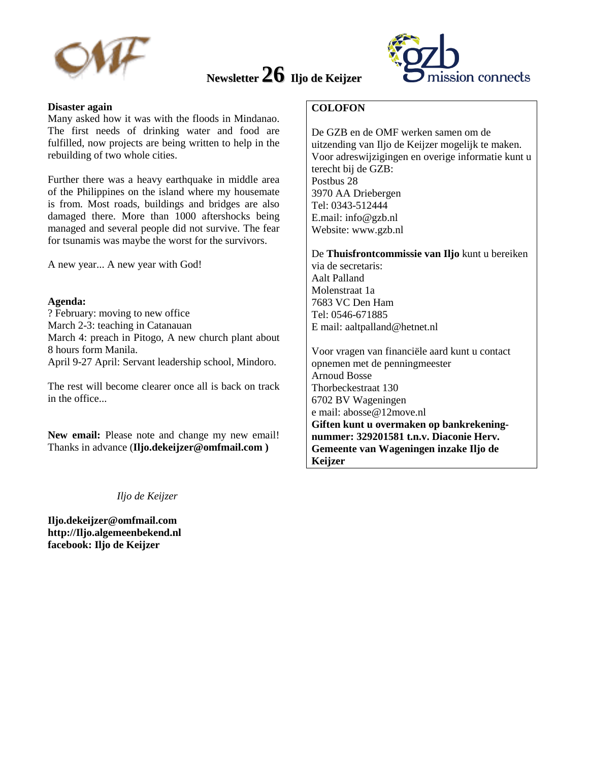**Newsletter 26 Iljo de Keijzer**

**Disaster again**

Many asked how it was with the floods in Mindanao. The first needs of drinking water and food are fulfilled, now projects are being written to help in the rebuilding of two whole cities.

Further there was a heavy earthquake in middle area of the Philippines on the island where my housemate is from. Most roads, buildings and bridges are also damaged there. More than 1000 aftershocks being managed and several people did not survive. The fear for tsunamis was maybe the worst for the survivors.

A new year... A new year with God!

**Agenda:**

? February: moving to new office
March 2-3: teaching in Catanauan
March 4: preach in Pitogo, A new church plant about 8 hours form Manila.
April 9-27 April: Servant leadership school, Mindoro.

The rest will become clearer once all is back on track in the office...

**New email:** Please note and change my new email! Thanks in advance (**Iljo.dekeijzer@omfmail.com )**

*Iljo de Keijzer*

**Iljo.dekeijzer@omfmail.com**
**http://Iljo.algemeenbekend.nl**
**facebook: Iljo de Keijzer**

**COLOFON**

De GZB en de OMF werken samen om de uitzending van Iljo de Keijzer mogelijk te maken. Voor adreswijzigingen en overige informatie kunt u terecht bij de GZB:
Postbus 28
3970 AA Driebergen
Tel: 0343-512444
E.mail: info@gzb.nl
Website: www.gzb.nl

De **Thuisfrontcommissie van Iljo** kunt u bereiken via de secretaris:
Aalt Palland
Molenstraat 1a
7683 VC Den Ham
Tel: 0546-671885
E mail: aaltpalland@hetnet.nl

Voor vragen van financiële aard kunt u contact opnemen met de penningmeester
Arnoud Bosse
Thorbeckestraat 130
6702 BV Wageningen
e mail: abosse@12move.nl
**Giften kunt u overmaken op bankrekening-nummer: 329201581 t.n.v. Diaconie Herv. Gemeente van Wageningen inzake Iljo de Keijzer**